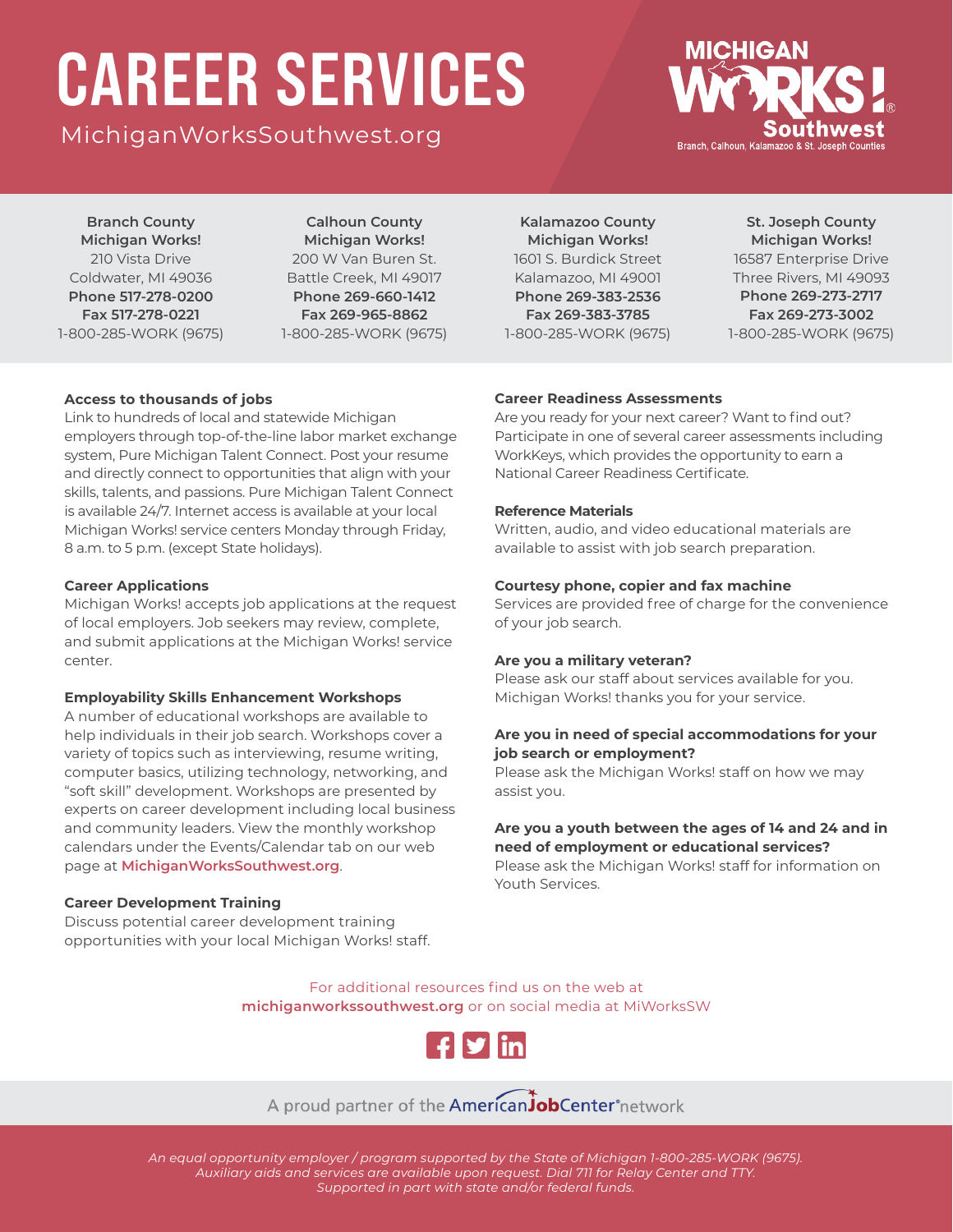# CAREER SERVICES

MichiganWorksSouthwest.org

MICHIGAN WORKS! Southwest
Branch, Calhoun, Kalamazoo & St. Joseph Counties

**Branch County Michigan Works!**
210 Vista Drive
Coldwater, MI 49036
**Phone 517-278-0200**
**Fax 517-278-0221**
1-800-285-WORK (9675)

**Calhoun County Michigan Works!**
200 W Van Buren St.
Battle Creek, MI 49017
**Phone 269-660-1412**
**Fax 269-965-8862**
1-800-285-WORK (9675)

**Kalamazoo County Michigan Works!**
1601 S. Burdick Street
Kalamazoo, MI 49001
**Phone 269-383-2536**
**Fax 269-383-3785**
1-800-285-WORK (9675)

**St. Joseph County Michigan Works!**
16587 Enterprise Drive
Three Rivers, MI 49093
**Phone 269-273-2717**
**Fax 269-273-3002**
1-800-285-WORK (9675)

**Access to thousands of jobs**
Link to hundreds of local and statewide Michigan employers through top-of-the-line labor market exchange system, Pure Michigan Talent Connect. Post your resume and directly connect to opportunities that align with your skills, talents, and passions. Pure Michigan Talent Connect is available 24/7. Internet access is available at your local Michigan Works! service centers Monday through Friday, 8 a.m. to 5 p.m. (except State holidays).

**Career Applications**
Michigan Works! accepts job applications at the request of local employers. Job seekers may review, complete, and submit applications at the Michigan Works! service center.

**Employability Skills Enhancement Workshops**
A number of educational workshops are available to help individuals in their job search. Workshops cover a variety of topics such as interviewing, resume writing, computer basics, utilizing technology, networking, and "soft skill" development. Workshops are presented by experts on career development including local business and community leaders. View the monthly workshop calendars under the Events/Calendar tab on our web page at **MichiganWorksSouthwest.org**.

**Career Development Training**
Discuss potential career development training opportunities with your local Michigan Works! staff.

**Career Readiness Assessments**
Are you ready for your next career? Want to find out? Participate in one of several career assessments including WorkKeys, which provides the opportunity to earn a National Career Readiness Certificate.

**Reference Materials**
Written, audio, and video educational materials are available to assist with job search preparation.

**Courtesy phone, copier and fax machine**
Services are provided free of charge for the convenience of your job search.

**Are you a military veteran?**
Please ask our staff about services available for you. Michigan Works! thanks you for your service.

**Are you in need of special accommodations for your job search or employment?**
Please ask the Michigan Works! staff on how we may assist you.

**Are you a youth between the ages of 14 and 24 and in need of employment or educational services?**
Please ask the Michigan Works! staff for information on Youth Services.

For additional resources find us on the web at **michiganworkssouthwest.org** or on social media at MiWorksSW

A proud partner of the AmericanJobCenter® network

*An equal opportunity employer / program supported by the State of Michigan 1-800-285-WORK (9675).*
*Auxiliary aids and services are available upon request. Dial 711 for Relay Center and TTY.*
*Supported in part with state and/or federal funds.*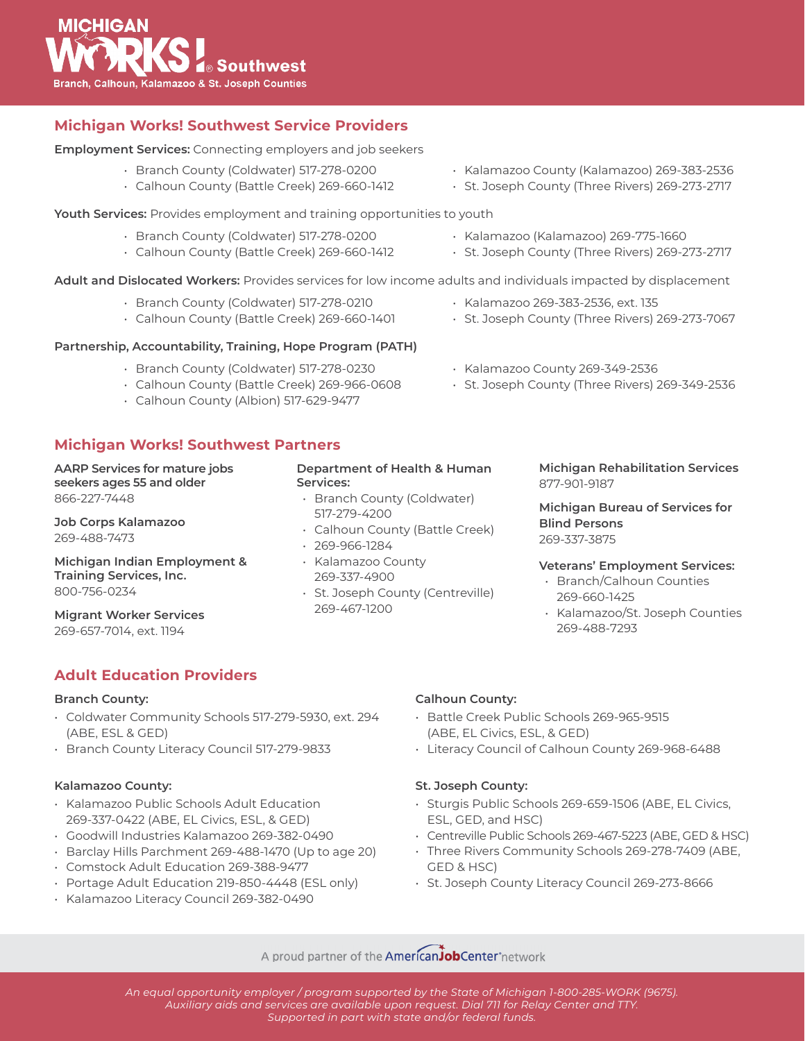**MICHIGAN WORKS! Southwest**
Branch, Calhoun, Kalamazoo & St. Joseph Counties

## Michigan Works! Southwest Service Providers

**Employment Services:** Connecting employers and job seekers

- Branch County (Coldwater) 517-278-0200
- Calhoun County (Battle Creek) 269-660-1412
- Kalamazoo County (Kalamazoo) 269-383-2536
- St. Joseph County (Three Rivers) 269-273-2717

**Youth Services:** Provides employment and training opportunities to youth

- Branch County (Coldwater) 517-278-0200
- Calhoun County (Battle Creek) 269-660-1412
- Kalamazoo (Kalamazoo) 269-775-1660
- St. Joseph County (Three Rivers) 269-273-2717

**Adult and Dislocated Workers:** Provides services for low income adults and individuals impacted by displacement

- Branch County (Coldwater) 517-278-0210
- Calhoun County (Battle Creek) 269-660-1401
- Kalamazoo 269-383-2536, ext. 135
- St. Joseph County (Three Rivers) 269-273-7067

**Partnership, Accountability, Training, Hope Program (PATH)**

- Branch County (Coldwater) 517-278-0230
- Calhoun County (Battle Creek) 269-966-0608
- Calhoun County (Albion) 517-629-9477
- Kalamazoo County 269-349-2536
- St. Joseph County (Three Rivers) 269-349-2536

## Michigan Works! Southwest Partners

**AARP Services for mature jobs seekers ages 55 and older**
866-227-7448

**Job Corps Kalamazoo**
269-488-7473

**Michigan Indian Employment & Training Services, Inc.**
800-756-0234

**Migrant Worker Services**
269-657-7014, ext. 1194

**Department of Health & Human Services:**

- Branch County (Coldwater) 517-279-4200
- Calhoun County (Battle Creek)
- 269-966-1284
- Kalamazoo County 269-337-4900
- St. Joseph County (Centreville) 269-467-1200

**Michigan Rehabilitation Services**
877-901-9187

**Michigan Bureau of Services for Blind Persons**
269-337-3875

**Veterans' Employment Services:**

- Branch/Calhoun Counties 269-660-1425
- Kalamazoo/St. Joseph Counties 269-488-7293

## Adult Education Providers

**Branch County:**

- Coldwater Community Schools 517-279-5930, ext. 294 (ABE, ESL & GED)
- Branch County Literacy Council 517-279-9833

**Kalamazoo County:**

- Kalamazoo Public Schools Adult Education 269-337-0422 (ABE, EL Civics, ESL, & GED)
- Goodwill Industries Kalamazoo 269-382-0490
- Barclay Hills Parchment 269-488-1470 (Up to age 20)
- Comstock Adult Education 269-388-9477
- Portage Adult Education 219-850-4448 (ESL only)
- Kalamazoo Literacy Council 269-382-0490

**Calhoun County:**

- Battle Creek Public Schools 269-965-9515 (ABE, EL Civics, ESL, & GED)
- Literacy Council of Calhoun County 269-968-6488

**St. Joseph County:**

- Sturgis Public Schools 269-659-1506 (ABE, EL Civics, ESL, GED, and HSC)
- Centreville Public Schools 269-467-5223 (ABE, GED & HSC)
- Three Rivers Community Schools 269-278-7409 (ABE, GED & HSC)
- St. Joseph County Literacy Council 269-273-8666

A proud partner of the AmericanJobCenter network

*An equal opportunity employer / program supported by the State of Michigan 1-800-285-WORK (9675). Auxiliary aids and services are available upon request. Dial 711 for Relay Center and TTY. Supported in part with state and/or federal funds.*